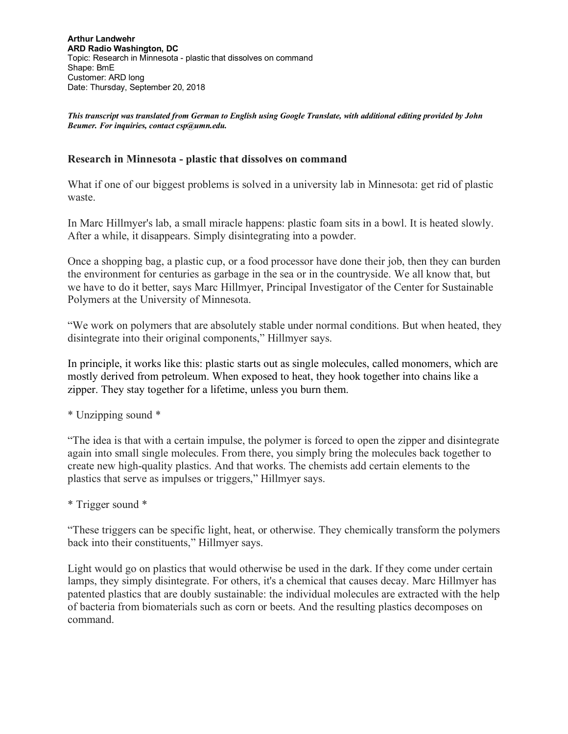**Arthur Landwehr**
**ARD Radio Washington, DC**
Topic: Research in Minnesota - plastic that dissolves on command
Shape: BmE
Customer: ARD long
Date: Thursday, September 20, 2018

***This transcript was translated from German to English using Google Translate, with additional editing provided by John Beumer. For inquiries, contact csp@umn.edu.***

## Research in Minnesota - plastic that dissolves on command

What if one of our biggest problems is solved in a university lab in Minnesota: get rid of plastic waste.

In Marc Hillmyer's lab, a small miracle happens: plastic foam sits in a bowl. It is heated slowly. After a while, it disappears. Simply disintegrating into a powder.

Once a shopping bag, a plastic cup, or a food processor have done their job, then they can burden the environment for centuries as garbage in the sea or in the countryside. We all know that, but we have to do it better, says Marc Hillmyer, Principal Investigator of the Center for Sustainable Polymers at the University of Minnesota.

"We work on polymers that are absolutely stable under normal conditions. But when heated, they disintegrate into their original components," Hillmyer says.

In principle, it works like this: plastic starts out as single molecules, called monomers, which are mostly derived from petroleum. When exposed to heat, they hook together into chains like a zipper. They stay together for a lifetime, unless you burn them.

* Unzipping sound *

"The idea is that with a certain impulse, the polymer is forced to open the zipper and disintegrate again into small single molecules. From there, you simply bring the molecules back together to create new high-quality plastics. And that works. The chemists add certain elements to the plastics that serve as impulses or triggers," Hillmyer says.

* Trigger sound *

"These triggers can be specific light, heat, or otherwise. They chemically transform the polymers back into their constituents," Hillmyer says.

Light would go on plastics that would otherwise be used in the dark. If they come under certain lamps, they simply disintegrate. For others, it's a chemical that causes decay. Marc Hillmyer has patented plastics that are doubly sustainable: the individual molecules are extracted with the help of bacteria from biomaterials such as corn or beets. And the resulting plastics decomposes on command.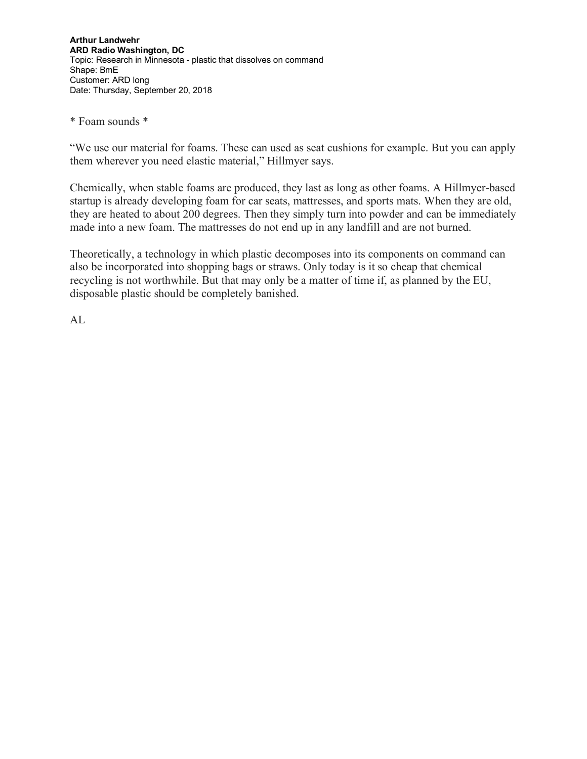**Arthur Landwehr**
**ARD Radio Washington, DC**
Topic: Research in Minnesota - plastic that dissolves on command
Shape: BmE
Customer: ARD long
Date: Thursday, September 20, 2018

* Foam sounds *

"We use our material for foams. These can used as seat cushions for example. But you can apply them wherever you need elastic material," Hillmyer says.

Chemically, when stable foams are produced, they last as long as other foams. A Hillmyer-based startup is already developing foam for car seats, mattresses, and sports mats. When they are old, they are heated to about 200 degrees. Then they simply turn into powder and can be immediately made into a new foam. The mattresses do not end up in any landfill and are not burned.

Theoretically, a technology in which plastic decomposes into its components on command can also be incorporated into shopping bags or straws. Only today is it so cheap that chemical recycling is not worthwhile. But that may only be a matter of time if, as planned by the EU, disposable plastic should be completely banished.

AL